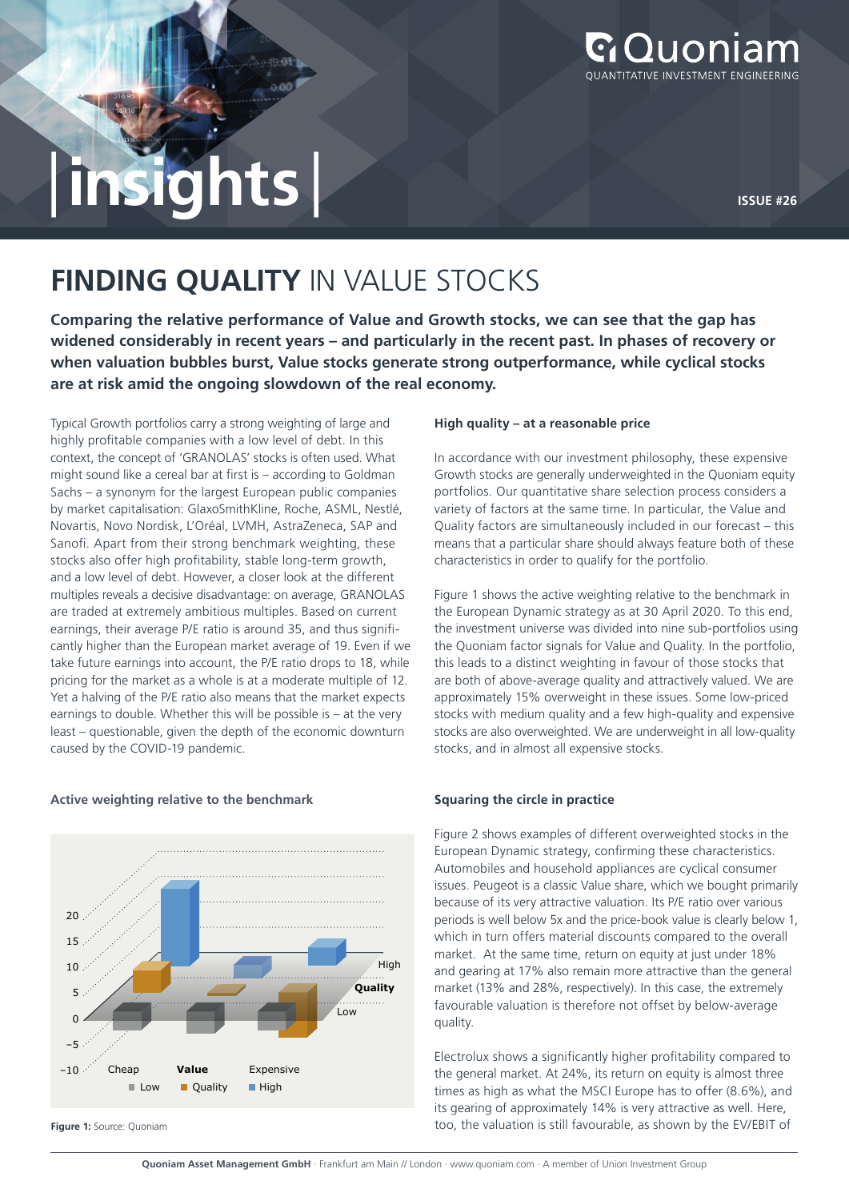Quoniam
QUANTITATIVE INVESTMENT ENGINEERING

|insights|

ISSUE #26

# FINDING QUALITY IN VALUE STOCKS

**Comparing the relative performance of Value and Growth stocks, we can see that the gap has widened considerably in recent years – and particularly in the recent past. In phases of recovery or when valuation bubbles burst, Value stocks generate strong outperformance, while cyclical stocks are at risk amid the ongoing slowdown of the real economy.**

Typical Growth portfolios carry a strong weighting of large and highly profitable companies with a low level of debt. In this context, the concept of 'GRANOLAS' stocks is often used. What might sound like a cereal bar at first is – according to Goldman Sachs – a synonym for the largest European public companies by market capitalisation: GlaxoSmithKline, Roche, ASML, Nestlé, Novartis, Novo Nordisk, L'Oréal, LVMH, AstraZeneca, SAP and Sanofi. Apart from their strong benchmark weighting, these stocks also offer high profitability, stable long-term growth, and a low level of debt. However, a closer look at the different multiples reveals a decisive disadvantage: on average, GRANOLAS are traded at extremely ambitious multiples. Based on current earnings, their average P/E ratio is around 35, and thus significantly higher than the European market average of 19. Even if we take future earnings into account, the P/E ratio drops to 18, while pricing for the market as a whole is at a moderate multiple of 12. Yet a halving of the P/E ratio also means that the market expects earnings to double. Whether this will be possible is – at the very least – questionable, given the depth of the economic downturn caused by the COVID-19 pandemic.

### Active weighting relative to the benchmark

Figure 1: Source: Quoniam

### High quality – at a reasonable price

In accordance with our investment philosophy, these expensive Growth stocks are generally underweighted in the Quoniam equity portfolios. Our quantitative share selection process considers a variety of factors at the same time. In particular, the Value and Quality factors are simultaneously included in our forecast – this means that a particular share should always feature both of these characteristics in order to qualify for the portfolio.

Figure 1 shows the active weighting relative to the benchmark in the European Dynamic strategy as at 30 April 2020. To this end, the investment universe was divided into nine sub-portfolios using the Quoniam factor signals for Value and Quality. In the portfolio, this leads to a distinct weighting in favour of those stocks that are both of above-average quality and attractively valued. We are approximately 15% overweight in these issues. Some low-priced stocks with medium quality and a few high-quality and expensive stocks are also overweighted. We are underweight in all low-quality stocks, and in almost all expensive stocks.

### Squaring the circle in practice

Figure 2 shows examples of different overweighted stocks in the European Dynamic strategy, confirming these characteristics. Automobiles and household appliances are cyclical consumer issues. Peugeot is a classic Value share, which we bought primarily because of its very attractive valuation. Its P/E ratio over various periods is well below 5x and the price-book value is clearly below 1, which in turn offers material discounts compared to the overall market. At the same time, return on equity at just under 18% and gearing at 17% also remain more attractive than the general market (13% and 28%, respectively). In this case, the extremely favourable valuation is therefore not offset by below-average quality.

Electrolux shows a significantly higher profitability compared to the general market. At 24%, its return on equity is almost three times as high as what the MSCI Europe has to offer (8.6%), and its gearing of approximately 14% is very attractive as well. Here, too, the valuation is still favourable, as shown by the EV/EBIT of

**Quoniam Asset Management GmbH** · Frankfurt am Main // London · www.quoniam.com · A member of Union Investment Group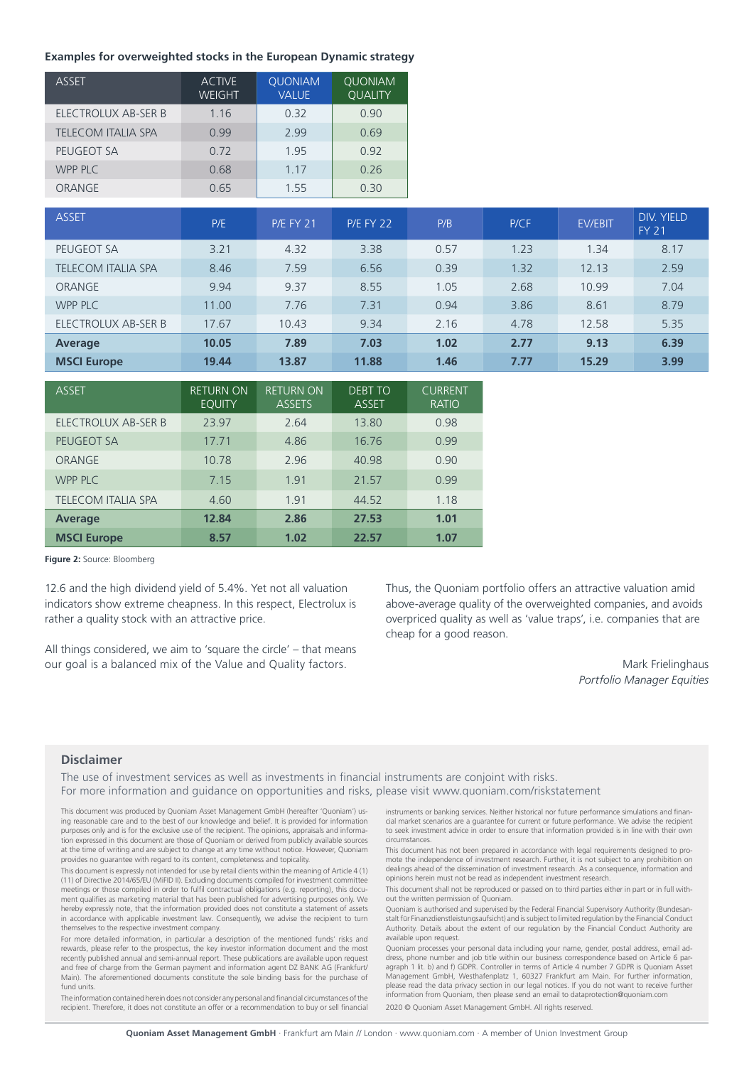**Examples for overweighted stocks in the European Dynamic strategy**

| ASSET | ACTIVE WEIGHT | QUONIAM VALUE | QUONIAM QUALITY |
|---|---|---|---|
| ELECTROLUX AB-SER B | 1.16 | 0.32 | 0.90 |
| TELECOM ITALIA SPA | 0.99 | 2.99 | 0.69 |
| PEUGEOT SA | 0.72 | 1.95 | 0.92 |
| WPP PLC | 0.68 | 1.17 | 0.26 |
| ORANGE | 0.65 | 1.55 | 0.30 |

| ASSET | P/E | P/E FY 21 | P/E FY 22 | P/B | P/CF | EV/EBIT | DIV. YIELD FY 21 |
|---|---|---|---|---|---|---|---|
| PEUGEOT SA | 3.21 | 4.32 | 3.38 | 0.57 | 1.23 | 1.34 | 8.17 |
| TELECOM ITALIA SPA | 8.46 | 7.59 | 6.56 | 0.39 | 1.32 | 12.13 | 2.59 |
| ORANGE | 9.94 | 9.37 | 8.55 | 1.05 | 2.68 | 10.99 | 7.04 |
| WPP PLC | 11.00 | 7.76 | 7.31 | 0.94 | 3.86 | 8.61 | 8.79 |
| ELECTROLUX AB-SER B | 17.67 | 10.43 | 9.34 | 2.16 | 4.78 | 12.58 | 5.35 |
| **Average** | **10.05** | **7.89** | **7.03** | **1.02** | **2.77** | **9.13** | **6.39** |
| **MSCI Europe** | **19.44** | **13.87** | **11.88** | **1.46** | **7.77** | **15.29** | **3.99** |

| ASSET | RETURN ON EQUITY | RETURN ON ASSETS | DEBT TO ASSET | CURRENT RATIO |
|---|---|---|---|---|
| ELECTROLUX AB-SER B | 23.97 | 2.64 | 13.80 | 0.98 |
| PEUGEOT SA | 17.71 | 4.86 | 16.76 | 0.99 |
| ORANGE | 10.78 | 2.96 | 40.98 | 0.90 |
| WPP PLC | 7.15 | 1.91 | 21.57 | 0.99 |
| TELECOM ITALIA SPA | 4.60 | 1.91 | 44.52 | 1.18 |
| **Average** | **12.84** | **2.86** | **27.53** | **1.01** |
| **MSCI Europe** | **8.57** | **1.02** | **22.57** | **1.07** |

**Figure 2:** Source: Bloomberg

12.6 and the high dividend yield of 5.4%. Yet not all valuation indicators show extreme cheapness. In this respect, Electrolux is rather a quality stock with an attractive price.

All things considered, we aim to 'square the circle' – that means our goal is a balanced mix of the Value and Quality factors.

Thus, the Quoniam portfolio offers an attractive valuation amid above-average quality of the overweighted companies, and avoids overpriced quality as well as 'value traps', i.e. companies that are cheap for a good reason.

Mark Frielinghaus
*Portfolio Manager Equities*

## Disclaimer

The use of investment services as well as investments in financial instruments are conjoint with risks.
For more information and guidance on opportunities and risks, please visit www.quoniam.com/riskstatement

This document was produced by Quoniam Asset Management GmbH (hereafter 'Quoniam') using reasonable care and to the best of our knowledge and belief. It is provided for information purposes only and is for the exclusive use of the recipient. The opinions, appraisals and information expressed in this document are those of Quoniam or derived from publicly available sources at the time of writing and are subject to change at any time without notice. However, Quoniam provides no guarantee with regard to its content, completeness and topicality.

This document is expressly not intended for use by retail clients within the meaning of Article 4 (1) (11) of Directive 2014/65/EU (MiFID II). Excluding documents compiled for investment committee meetings or those compiled in order to fulfil contractual obligations (e.g. reporting), this document qualifies as marketing material that has been published for advertising purposes only. We hereby expressly note, that the information provided does not constitute a statement of assets in accordance with applicable investment law. Consequently, we advise the recipient to turn themselves to the respective investment company.

For more detailed information, in particular a description of the mentioned funds' risks and rewards, please refer to the prospectus, the key investor information document and the most recently published annual and semi-annual report. These publications are available upon request and free of charge from the German payment and information agent DZ BANK AG (Frankfurt/Main). The aforementioned documents constitute the sole binding basis for the purchase of fund units.

The information contained herein does not consider any personal and financial circumstances of the recipient. Therefore, it does not constitute an offer or a recommendation to buy or sell financial instruments or banking services. Neither historical nor future performance simulations and financial market scenarios are a guarantee for current or future performance. We advise the recipient to seek investment advice in order to ensure that information provided is in line with their own circumstances.

This document has not been prepared in accordance with legal requirements designed to promote the independence of investment research. Further, it is not subject to any prohibition on dealings ahead of the dissemination of investment research. As a consequence, information and opinions herein must not be read as independent investment research.

This document shall not be reproduced or passed on to third parties either in part or in full without the written permission of Quoniam.

Quoniam is authorised and supervised by the Federal Financial Supervisory Authority (Bundesanstalt für Finanzdienstleistungsaufsicht) and is subject to limited regulation by the Financial Conduct Authority. Details about the extent of our regulation by the Financial Conduct Authority are available upon request.

Quoniam processes your personal data including your name, gender, postal address, email address, phone number and job title within our business correspondence based on Article 6 paragraph 1 lit. b) and f) GDPR. Controller in terms of Article 4 number 7 GDPR is Quoniam Asset Management GmbH, Westhafenplatz 1, 60327 Frankfurt am Main. For further information, please read the data privacy section in our legal notices. If you do not want to receive further information from Quoniam, then please send an email to dataprotection@quoniam.com

2020 © Quoniam Asset Management GmbH. All rights reserved.

**Quoniam Asset Management GmbH** · Frankfurt am Main // London · www.quoniam.com · A member of Union Investment Group